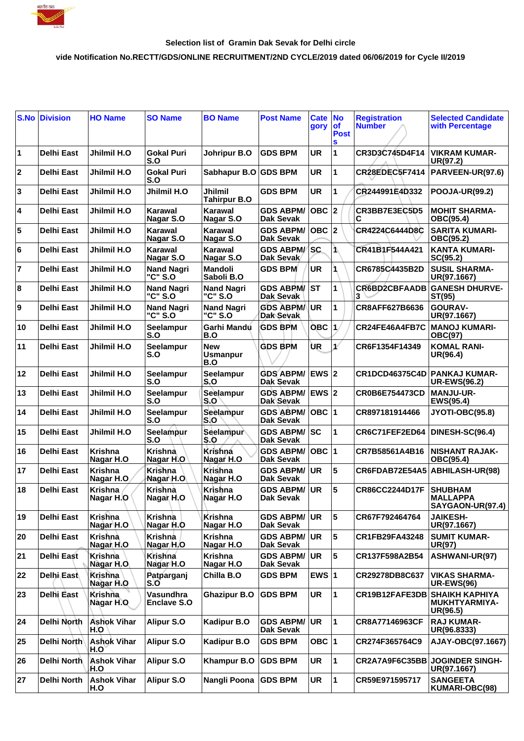Selection list of Gramin Dak Sevak for Delhi circle

vide Notification No.RECTT/GDS/ONLINE RECRUITMENT/2ND CYCLE/2019 dated 06/06/2019 for Cycle II/2019

| S.No | Division | HO Name | SO Name | BO Name | Post Name | Cate gory | No of Posts | Registration Number | Selected Candidate with Percentage |
|---|---|---|---|---|---|---|---|---|---|
| 1 | Delhi East | Jhilmil H.O | Gokal Puri S.O | Johripur B.O | GDS BPM | UR | 1 | CR3D3C745D4F14 | VIKRAM KUMAR-UR(97.2) |
| 2 | Delhi East | Jhilmil H.O | Gokal Puri S.O | Sabhapur B.O | GDS BPM | UR | 1 | CR28EDEC5F7414 | PARVEEN-UR(97.6) |
| 3 | Delhi East | Jhilmil H.O | Jhilmil H.O | Jhilmil Tahirpur B.O | GDS BPM | UR | 1 | CR244991E4D332 | POOJA-UR(99.2) |
| 4 | Delhi East | Jhilmil H.O | Karawal Nagar S.O | Karawal Nagar S.O | GDS ABPM/ Dak Sevak | OBC | 2 | CR3BB7E3EC5D5C | MOHIT SHARMA-OBC(95.4) |
| 5 | Delhi East | Jhilmil H.O | Karawal Nagar S.O | Karawal Nagar S.O | GDS ABPM/ Dak Sevak | OBC | 2 | CR4224C6444D8C | SARITA KUMARI-OBC(95.2) |
| 6 | Delhi East | Jhilmil H.O | Karawal Nagar S.O | Karawal Nagar S.O | GDS ABPM/ Dak Sevak | SC | 1 | CR41B1F544A421 | KANTA KUMARI-SC(95.2) |
| 7 | Delhi East | Jhilmil H.O | Nand Nagri "C" S.O | Mandoli Saboli B.O | GDS BPM | UR | 1 | CR6785C4435B2D | SUSIL SHARMA-UR(97.1667) |
| 8 | Delhi East | Jhilmil H.O | Nand Nagri "C" S.O | Nand Nagri "C" S.O | GDS ABPM/ Dak Sevak | ST | 1 | CR6BD2CBFAADB3 | GANESH DHURVE-ST(95) |
| 9 | Delhi East | Jhilmil H.O | Nand Nagri "C" S.O | Nand Nagri "C" S.O | GDS ABPM/ Dak Sevak | UR | 1 | CR8AFF627B6636 | GOURAV-UR(97.1667) |
| 10 | Delhi East | Jhilmil H.O | Seelampur S.O | Garhi Mandu B.O | GDS BPM | OBC | 1 | CR24FE46A4FB7C | MANOJ KUMARI-OBC(97) |
| 11 | Delhi East | Jhilmil H.O | Seelampur S.O | New Usmanpur B.O | GDS BPM | UR | 1 | CR6F1354F14349 | KOMAL RANI-UR(96.4) |
| 12 | Delhi East | Jhilmil H.O | Seelampur S.O | Seelampur S.O | GDS ABPM/ Dak Sevak | EWS | 2 | CR1DCD46375C4D | PANKAJ KUMAR-UR-EWS(96.2) |
| 13 | Delhi East | Jhilmil H.O | Seelampur S.O | Seelampur S.O | GDS ABPM/ Dak Sevak | EWS | 2 | CR0B6E754473CD | MANJU-UR-EWS(95.4) |
| 14 | Delhi East | Jhilmil H.O | Seelampur S.O | Seelampur S.O | GDS ABPM/ Dak Sevak | OBC | 1 | CR897181914466 | JYOTI-OBC(95.8) |
| 15 | Delhi East | Jhilmil H.O | Seelampur S.O | Seelampur S.O | GDS ABPM/ Dak Sevak | SC | 1 | CR6C71FEF2ED64 | DINESH-SC(96.4) |
| 16 | Delhi East | Krishna Nagar H.O | Krishna Nagar H.O | Krishna Nagar H.O | GDS ABPM/ Dak Sevak | OBC | 1 | CR7B58561A4B16 | NISHANT RAJAK-OBC(95.4) |
| 17 | Delhi East | Krishna Nagar H.O | Krishna Nagar H.O | Krishna Nagar H.O | GDS ABPM/ Dak Sevak | UR | 5 | CR6FDAB72E54A5 | ABHILASH-UR(98) |
| 18 | Delhi East | Krishna Nagar H.O | Krishna Nagar H.O | Krishna Nagar H.O | GDS ABPM/ Dak Sevak | UR | 5 | CR86CC2244D17F | SHUBHAM MALLAPPA SAYGAON-UR(97.4) |
| 19 | Delhi East | Krishna Nagar H.O | Krishna Nagar H.O | Krishna Nagar H.O | GDS ABPM/ Dak Sevak | UR | 5 | CR67F792464764 | JAIKESH-UR(97.1667) |
| 20 | Delhi East | Krishna Nagar H.O | Krishna Nagar H.O | Krishna Nagar H.O | GDS ABPM/ Dak Sevak | UR | 5 | CR1FB29FA43248 | SUMIT KUMAR-UR(97) |
| 21 | Delhi East | Krishna Nagar H.O | Krishna Nagar H.O | Krishna Nagar H.O | GDS ABPM/ Dak Sevak | UR | 5 | CR137F598A2B54 | ASHWANI-UR(97) |
| 22 | Delhi East | Krishna Nagar H.O | Patparganj S.O | Chilla B.O | GDS BPM | EWS | 1 | CR29278DB8C637 | VIKAS SHARMA-UR-EWS(96) |
| 23 | Delhi East | Krishna Nagar H.O | Vasundhra Enclave S.O | Ghazipur B.O | GDS BPM | UR | 1 | CR19B12FAFE3DB | SHAIKH KAPHIYA MUKHTYARMIYA-UR(96.5) |
| 24 | Delhi North | Ashok Vihar H.O | Alipur S.O | Kadipur B.O | GDS ABPM/ Dak Sevak | UR | 1 | CR8A77146963CF | RAJ KUMAR-UR(96.8333) |
| 25 | Delhi North | Ashok Vihar H.O | Alipur S.O | Kadipur B.O | GDS BPM | OBC | 1 | CR274F365764C9 | AJAY-OBC(97.1667) |
| 26 | Delhi North | Ashok Vihar H.O | Alipur S.O | Khampur B.O | GDS BPM | UR | 1 | CR2A7A9F6C35BB | JOGINDER SINGH-UR(97.1667) |
| 27 | Delhi North | Ashok Vihar H.O | Alipur S.O | Nangli Poona | GDS BPM | UR | 1 | CR59E971595717 | SANGEETA KUMARI-OBC(98) |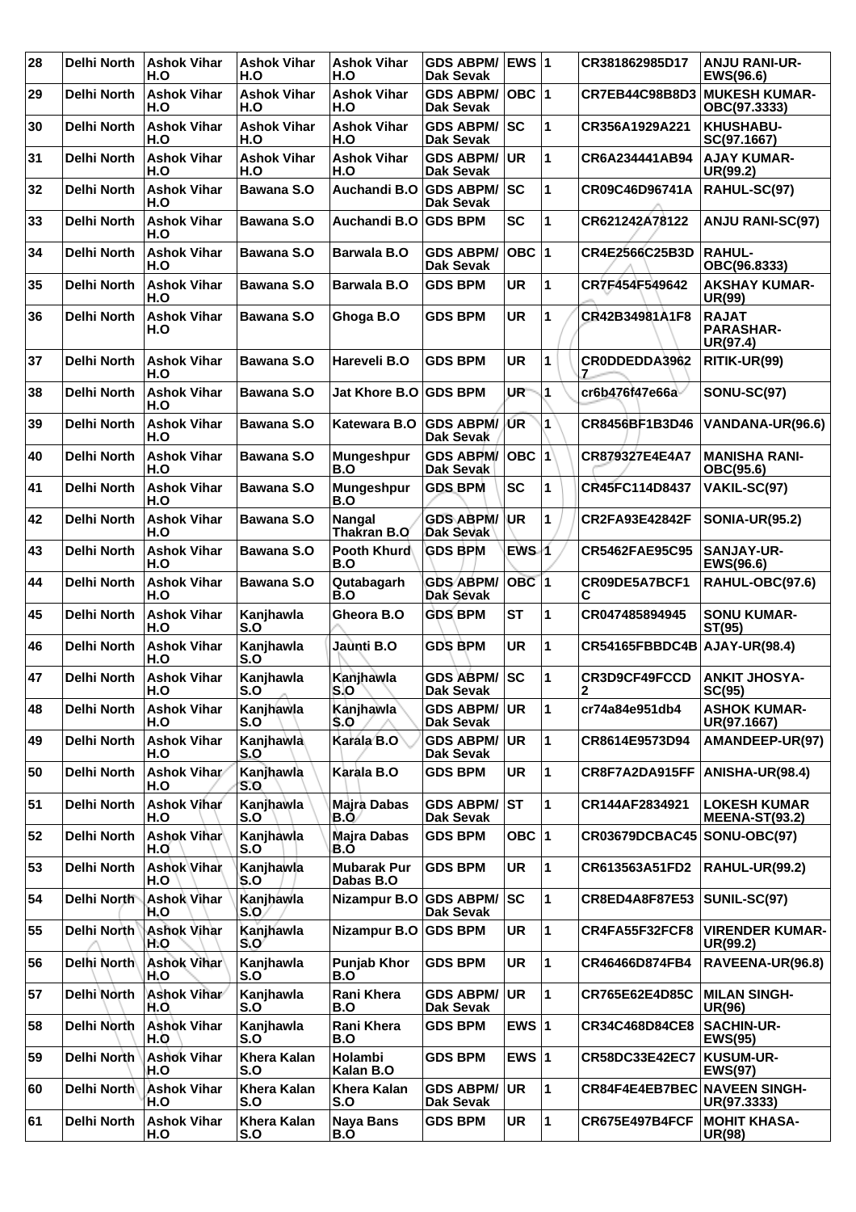| 28 | Delhi North | Ashok Vihar H.O | Ashok Vihar H.O | Ashok Vihar H.O | GDS ABPM/ Dak Sevak | EWS | 1 | CR381862985D17 | ANJU RANI-UR-EWS(96.6) |
|---|---|---|---|---|---|---|---|---|---|
| 29 | Delhi North | Ashok Vihar H.O | Ashok Vihar H.O | Ashok Vihar H.O | GDS ABPM/ Dak Sevak | OBC | 1 | CR7EB44C98B8D3 | MUKESH KUMAR-OBC(97.3333) |
| 30 | Delhi North | Ashok Vihar H.O | Ashok Vihar H.O | Ashok Vihar H.O | GDS ABPM/ Dak Sevak | SC | 1 | CR356A1929A221 | KHUSHABU-SC(97.1667) |
| 31 | Delhi North | Ashok Vihar H.O | Ashok Vihar H.O | Ashok Vihar H.O | GDS ABPM/ Dak Sevak | UR | 1 | CR6A234441AB94 | AJAY KUMAR-UR(99.2) |
| 32 | Delhi North | Ashok Vihar H.O | Bawana S.O | Auchandi B.O | GDS ABPM/ Dak Sevak | SC | 1 | CR09C46D96741A | RAHUL-SC(97) |
| 33 | Delhi North | Ashok Vihar H.O | Bawana S.O | Auchandi B.O | GDS BPM | SC | 1 | CR621242A78122 | ANJU RANI-SC(97) |
| 34 | Delhi North | Ashok Vihar H.O | Bawana S.O | Barwala B.O | GDS ABPM/ Dak Sevak | OBC | 1 | CR4E2566C25B3D | RAHUL-OBC(96.8333) |
| 35 | Delhi North | Ashok Vihar H.O | Bawana S.O | Barwala B.O | GDS BPM | UR | 1 | CR7F454F549642 | AKSHAY KUMAR-UR(99) |
| 36 | Delhi North | Ashok Vihar H.O | Bawana S.O | Ghoga B.O | GDS BPM | UR | 1 | CR42B34981A1F8 | RAJAT PARASHAR-UR(97.4) |
| 37 | Delhi North | Ashok Vihar H.O | Bawana S.O | Hareveli B.O | GDS BPM | UR | 1 | CR0DDEDDA3962 7 | RITIK-UR(99) |
| 38 | Delhi North | Ashok Vihar H.O | Bawana S.O | Jat Khore B.O | GDS BPM | UR | 1 | cr6b476f47e66a | SONU-SC(97) |
| 39 | Delhi North | Ashok Vihar H.O | Bawana S.O | Katewara B.O | GDS ABPM/ Dak Sevak | UR | 1 | CR8456BF1B3D46 | VANDANA-UR(96.6) |
| 40 | Delhi North | Ashok Vihar H.O | Bawana S.O | Mungeshpur B.O | GDS ABPM/ Dak Sevak | OBC | 1 | CR879327E4E4A7 | MANISHA RANI-OBC(95.6) |
| 41 | Delhi North | Ashok Vihar H.O | Bawana S.O | Mungeshpur B.O | GDS BPM | SC | 1 | CR45FC114D8437 | VAKIL-SC(97) |
| 42 | Delhi North | Ashok Vihar H.O | Bawana S.O | Nangal Thakran B.O | GDS ABPM/ Dak Sevak | UR | 1 | CR2FA93E42842F | SONIA-UR(95.2) |
| 43 | Delhi North | Ashok Vihar H.O | Bawana S.O | Pooth Khurd B.O | GDS BPM | EWS | 1 | CR5462FAE95C95 | SANJAY-UR-EWS(96.6) |
| 44 | Delhi North | Ashok Vihar H.O | Bawana S.O | Qutabagarh B.O | GDS ABPM/ Dak Sevak | OBC | 1 | CR09DE5A7BCF1 C | RAHUL-OBC(97.6) |
| 45 | Delhi North | Ashok Vihar H.O | Kanjhawla S.O | Gheora B.O | GDS BPM | ST | 1 | CR047485894945 | SONU KUMAR-ST(95) |
| 46 | Delhi North | Ashok Vihar H.O | Kanjhawla S.O | Jaunti B.O | GDS BPM | UR | 1 | CR54165FBBDC4B | AJAY-UR(98.4) |
| 47 | Delhi North | Ashok Vihar H.O | Kanjhawla S.O | Kanjhawla S.O | GDS ABPM/ Dak Sevak | SC | 1 | CR3D9CF49FCCD 2 | ANKIT JHOSYA-SC(95) |
| 48 | Delhi North | Ashok Vihar H.O | Kanjhawla S.O | Kanjhawla S.O | GDS ABPM/ Dak Sevak | UR | 1 | cr74a84e951db4 | ASHOK KUMAR-UR(97.1667) |
| 49 | Delhi North | Ashok Vihar H.O | Kanjhawla S.O | Karala B.O | GDS ABPM/ Dak Sevak | UR | 1 | CR8614E9573D94 | AMANDEEP-UR(97) |
| 50 | Delhi North | Ashok Vihar H.O | Kanjhawla S.O | Karala B.O | GDS BPM | UR | 1 | CR8F7A2DA915FF | ANISHA-UR(98.4) |
| 51 | Delhi North | Ashok Vihar H.O | Kanjhawla S.O | Majra Dabas B.O | GDS ABPM/ Dak Sevak | ST | 1 | CR144AF2834921 | LOKESH KUMAR MEENA-ST(93.2) |
| 52 | Delhi North | Ashok Vihar H.O | Kanjhawla S.O | Majra Dabas B.O | GDS BPM | OBC | 1 | CR03679DCBAC45 | SONU-OBC(97) |
| 53 | Delhi North | Ashok Vihar H.O | Kanjhawla S.O | Mubarak Pur Dabas B.O | GDS BPM | UR | 1 | CR613563A51FD2 | RAHUL-UR(99.2) |
| 54 | Delhi North | Ashok Vihar H.O | Kanjhawla S.O | Nizampur B.O | GDS ABPM/ Dak Sevak | SC | 1 | CR8ED4A8F87E53 | SUNIL-SC(97) |
| 55 | Delhi North | Ashok Vihar H.O | Kanjhawla S.O | Nizampur B.O | GDS BPM | UR | 1 | CR4FA55F32FCF8 | VIRENDER KUMAR-UR(99.2) |
| 56 | Delhi North | Ashok Vihar H.O | Kanjhawla S.O | Punjab Khor B.O | GDS BPM | UR | 1 | CR46466D874FB4 | RAVEENA-UR(96.8) |
| 57 | Delhi North | Ashok Vihar H.O | Kanjhawla S.O | Rani Khera B.O | GDS ABPM/ Dak Sevak | UR | 1 | CR765E62E4D85C | MILAN SINGH-UR(96) |
| 58 | Delhi North | Ashok Vihar H.O | Kanjhawla S.O | Rani Khera B.O | GDS BPM | EWS | 1 | CR34C468D84CE8 | SACHIN-UR-EWS(95) |
| 59 | Delhi North | Ashok Vihar H.O | Khera Kalan S.O | Holambi Kalan B.O | GDS BPM | EWS | 1 | CR58DC33E42EC7 | KUSUM-UR-EWS(97) |
| 60 | Delhi North | Ashok Vihar H.O | Khera Kalan S.O | Khera Kalan S.O | GDS ABPM/ Dak Sevak | UR | 1 | CR84F4E4EB7BEC | NAVEEN SINGH-UR(97.3333) |
| 61 | Delhi North | Ashok Vihar H.O | Khera Kalan S.O | Naya Bans B.O | GDS BPM | UR | 1 | CR675E497B4FCF | MOHIT KHASA-UR(98) |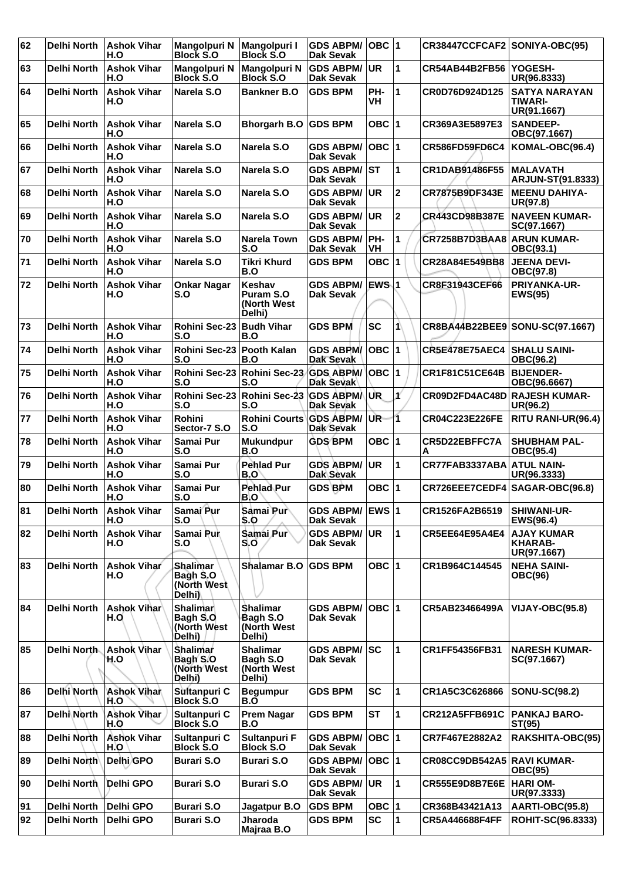| 62 | Delhi North | Ashok Vihar H.O | Mangolpuri N Block S.O | Mangolpuri I Block S.O | GDS ABPM/ Dak Sevak | OBC | 1 | CR38447CCFCAF2 | SONIYA-OBC(95) |
|---|---|---|---|---|---|---|---|---|---|
| 63 | Delhi North | Ashok Vihar H.O | Mangolpuri N Block S.O | Mangolpuri N Block S.O | GDS ABPM/ Dak Sevak | UR | 1 | CR54AB44B2FB56 | YOGESH-UR(96.8333) |
| 64 | Delhi North | Ashok Vihar H.O | Narela S.O | Bankner B.O | GDS BPM | PH-VH | 1 | CR0D76D924D125 | SATYA NARAYAN TIWARI-UR(91.1667) |
| 65 | Delhi North | Ashok Vihar H.O | Narela S.O | Bhorgarh B.O | GDS BPM | OBC | 1 | CR369A3E5897E3 | SANDEEP-OBC(97.1667) |
| 66 | Delhi North | Ashok Vihar H.O | Narela S.O | Narela S.O | GDS ABPM/ Dak Sevak | OBC | 1 | CR586FD59FD6C4 | KOMAL-OBC(96.4) |
| 67 | Delhi North | Ashok Vihar H.O | Narela S.O | Narela S.O | GDS ABPM/ Dak Sevak | ST | 1 | CR1DAB91486F55 | MALAVATH ARJUN-ST(91.8333) |
| 68 | Delhi North | Ashok Vihar H.O | Narela S.O | Narela S.O | GDS ABPM/ Dak Sevak | UR | 2 | CR7875B9DF343E | MEENU DAHIYA-UR(97.8) |
| 69 | Delhi North | Ashok Vihar H.O | Narela S.O | Narela S.O | GDS ABPM/ Dak Sevak | UR | 2 | CR443CD98B387E | NAVEEN KUMAR-SC(97.1667) |
| 70 | Delhi North | Ashok Vihar H.O | Narela S.O | Narela Town S.O | GDS ABPM/ Dak Sevak | PH-VH | 1 | CR7258B7D3BAA8 | ARUN KUMAR-OBC(93.1) |
| 71 | Delhi North | Ashok Vihar H.O | Narela S.O | Tikri Khurd B.O | GDS BPM | OBC | 1 | CR28A84E549BB8 | JEENA DEVI-OBC(97.8) |
| 72 | Delhi North | Ashok Vihar H.O | Onkar Nagar S.O | Keshav Puram S.O (North West Delhi) | GDS ABPM/ Dak Sevak | EWS | 1 | CR8F31943CEF66 | PRIYANKA-UR-EWS(95) |
| 73 | Delhi North | Ashok Vihar H.O | Rohini Sec-23 S.O | Budh Vihar B.O | GDS BPM | SC | 1 | CR8BA44B22BEE9 | SONU-SC(97.1667) |
| 74 | Delhi North | Ashok Vihar H.O | Rohini Sec-23 S.O | Pooth Kalan B.O | GDS ABPM/ Dak Sevak | OBC | 1 | CR5E478E75AEC4 | SHALU SAINI-OBC(96.2) |
| 75 | Delhi North | Ashok Vihar H.O | Rohini Sec-23 S.O | Rohini Sec-23 S.O | GDS ABPM/ Dak Sevak | OBC | 1 | CR1F81C51CE64B | BIJENDER-OBC(96.6667) |
| 76 | Delhi North | Ashok Vihar H.O | Rohini Sec-23 S.O | Rohini Sec-23 S.O | GDS ABPM/ Dak Sevak | UR | 1 | CR09D2FD4AC48D | RAJESH KUMAR-UR(96.2) |
| 77 | Delhi North | Ashok Vihar H.O | Rohini Sector-7 S.O | Rohini Courts S.O | GDS ABPM/ Dak Sevak | UR | 1 | CR04C223E226FE | RITU RANI-UR(96.4) |
| 78 | Delhi North | Ashok Vihar H.O | Samai Pur S.O | Mukundpur B.O | GDS BPM | OBC | 1 | CR5D22EBFFC7A A | SHUBHAM PAL-OBC(95.4) |
| 79 | Delhi North | Ashok Vihar H.O | Samai Pur S.O | Pehlad Pur B.O | GDS ABPM/ Dak Sevak | UR | 1 | CR77FAB3337ABA | ATUL NAIN-UR(96.3333) |
| 80 | Delhi North | Ashok Vihar H.O | Samai Pur S.O | Pehlad Pur B.O | GDS BPM | OBC | 1 | CR726EEE7CEDF4 | SAGAR-OBC(96.8) |
| 81 | Delhi North | Ashok Vihar H.O | Samai Pur S.O | Samai Pur S.O | GDS ABPM/ Dak Sevak | EWS | 1 | CR1526FA2B6519 | SHIWANI-UR-EWS(96.4) |
| 82 | Delhi North | Ashok Vihar H.O | Samai Pur S.O | Samai Pur S.O | GDS ABPM/ Dak Sevak | UR | 1 | CR5EE64E95A4E4 | AJAY KUMAR KHARAB-UR(97.1667) |
| 83 | Delhi North | Ashok Vihar H.O | Shalimar Bagh S.O (North West Delhi) | Shalamar B.O | GDS BPM | OBC | 1 | CR1B964C144545 | NEHA SAINI-OBC(96) |
| 84 | Delhi North | Ashok Vihar H.O | Shalimar Bagh S.O (North West Delhi) | Shalimar Bagh S.O (North West Delhi) | GDS ABPM/ Dak Sevak | OBC | 1 | CR5AB23466499A | VIJAY-OBC(95.8) |
| 85 | Delhi North | Ashok Vihar H.O | Shalimar Bagh S.O (North West Delhi) | Shalimar Bagh S.O (North West Delhi) | GDS ABPM/ Dak Sevak | SC | 1 | CR1FF54356FB31 | NARESH KUMAR-SC(97.1667) |
| 86 | Delhi North | Ashok Vihar H.O | Sultanpuri C Block S.O | Begumpur B.O | GDS BPM | SC | 1 | CR1A5C3C626866 | SONU-SC(98.2) |
| 87 | Delhi North | Ashok Vihar H.O | Sultanpuri C Block S.O | Prem Nagar B.O | GDS BPM | ST | 1 | CR212A5FFB691C | PANKAJ BARO-ST(95) |
| 88 | Delhi North | Ashok Vihar H.O | Sultanpuri C Block S.O | Sultanpuri F Block S.O | GDS ABPM/ Dak Sevak | OBC | 1 | CR7F467E2882A2 | RAKSHITA-OBC(95) |
| 89 | Delhi North | Delhi GPO | Burari S.O | Burari S.O | GDS ABPM/ Dak Sevak | OBC | 1 | CR08CC9DB542A5 | RAVI KUMAR-OBC(95) |
| 90 | Delhi North | Delhi GPO | Burari S.O | Burari S.O | GDS ABPM/ Dak Sevak | UR | 1 | CR555E9D8B7E6E | HARI OM-UR(97.3333) |
| 91 | Delhi North | Delhi GPO | Burari S.O | Jagatpur B.O | GDS BPM | OBC | 1 | CR368B43421A13 | AARTI-OBC(95.8) |
| 92 | Delhi North | Delhi GPO | Burari S.O | Jharoda Majraa B.O | GDS BPM | SC | 1 | CR5A446688F4FF | ROHIT-SC(96.8333) |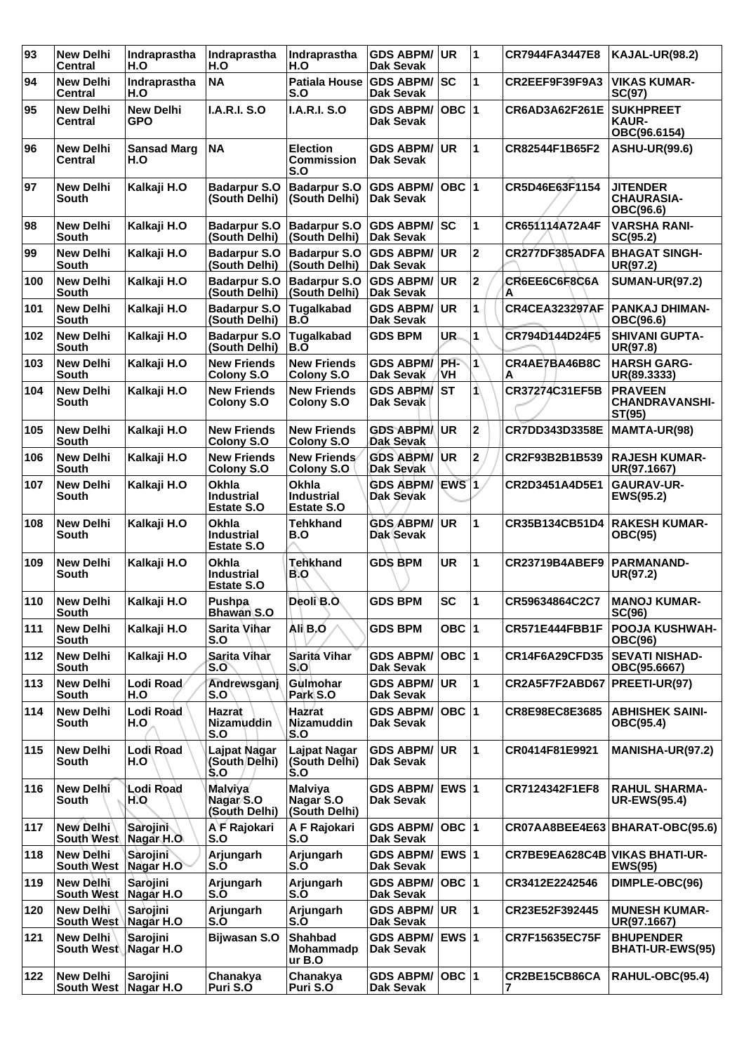| 93 | New Delhi Central | Indraprastha H.O | Indraprastha H.O | Indraprastha H.O | GDS ABPM/ Dak Sevak | UR | 1 | CR7944FA3447E8 | KAJAL-UR(98.2) |
|---|---|---|---|---|---|---|---|---|---|
| 94 | New Delhi Central | Indraprastha H.O | NA | Patiala House S.O | GDS ABPM/ Dak Sevak | SC | 1 | CR2EEF9F39F9A3 | VIKAS KUMAR-SC(97) |
| 95 | New Delhi Central | New Delhi GPO | I.A.R.I. S.O | I.A.R.I. S.O | GDS ABPM/ Dak Sevak | OBC | 1 | CR6AD3A62F261E | SUKHPREET KAUR-OBC(96.6154) |
| 96 | New Delhi Central | Sansad Marg H.O | NA | Election Commission S.O | GDS ABPM/ Dak Sevak | UR | 1 | CR82544F1B65F2 | ASHU-UR(99.6) |
| 97 | New Delhi South | Kalkaji H.O | Badarpur S.O (South Delhi) | Badarpur S.O (South Delhi) | GDS ABPM/ Dak Sevak | OBC | 1 | CR5D46E63F1154 | JITENDER CHAURASIA-OBC(96.6) |
| 98 | New Delhi South | Kalkaji H.O | Badarpur S.O (South Delhi) | Badarpur S.O (South Delhi) | GDS ABPM/ Dak Sevak | SC | 1 | CR651114A72A4F | VARSHA RANI-SC(95.2) |
| 99 | New Delhi South | Kalkaji H.O | Badarpur S.O (South Delhi) | Badarpur S.O (South Delhi) | GDS ABPM/ Dak Sevak | UR | 2 | CR277DF385ADFA | BHAGAT SINGH-UR(97.2) |
| 100 | New Delhi South | Kalkaji H.O | Badarpur S.O (South Delhi) | Badarpur S.O (South Delhi) | GDS ABPM/ Dak Sevak | UR | 2 | CR6EE6C6F8C6AA | SUMAN-UR(97.2) |
| 101 | New Delhi South | Kalkaji H.O | Badarpur S.O (South Delhi) | Tugalkabad B.O | GDS ABPM/ Dak Sevak | UR | 1 | CR4CEA323297AF | PANKAJ DHIMAN-OBC(96.6) |
| 102 | New Delhi South | Kalkaji H.O | Badarpur S.O (South Delhi) | Tugalkabad B.O | GDS BPM | UR | 1 | CR794D144D24F5 | SHIVANI GUPTA-UR(97.8) |
| 103 | New Delhi South | Kalkaji H.O | New Friends Colony S.O | New Friends Colony S.O | GDS ABPM/ Dak Sevak | PH-VH | 1 | CR4AE7BA46B8CA | HARSH GARG-UR(89.3333) |
| 104 | New Delhi South | Kalkaji H.O | New Friends Colony S.O | New Friends Colony S.O | GDS ABPM/ Dak Sevak | ST | 1 | CR37274C31EF5B | PRAVEEN CHANDRAVANSHI-ST(95) |
| 105 | New Delhi South | Kalkaji H.O | New Friends Colony S.O | New Friends Colony S.O | GDS ABPM/ Dak Sevak | UR | 2 | CR7DD343D3358E | MAMTA-UR(98) |
| 106 | New Delhi South | Kalkaji H.O | New Friends Colony S.O | New Friends Colony S.O | GDS ABPM/ Dak Sevak | UR | 2 | CR2F93B2B1B539 | RAJESH KUMAR-UR(97.1667) |
| 107 | New Delhi South | Kalkaji H.O | Okhla Industrial Estate S.O | Okhla Industrial Estate S.O | GDS ABPM/ Dak Sevak | EWS | 1 | CR2D3451A4D5E1 | GAURAV-UR-EWS(95.2) |
| 108 | New Delhi South | Kalkaji H.O | Okhla Industrial Estate S.O | Tehkhand B.O | GDS ABPM/ Dak Sevak | UR | 1 | CR35B134CB51D4 | RAKESH KUMAR-OBC(95) |
| 109 | New Delhi South | Kalkaji H.O | Okhla Industrial Estate S.O | Tehkhand B.O | GDS BPM | UR | 1 | CR23719B4ABEF9 | PARMANAND-UR(97.2) |
| 110 | New Delhi South | Kalkaji H.O | Pushpa Bhawan S.O | Deoli B.O | GDS BPM | SC | 1 | CR59634864C2C7 | MANOJ KUMAR-SC(96) |
| 111 | New Delhi South | Kalkaji H.O | Sarita Vihar S.O | Ali B.O | GDS BPM | OBC | 1 | CR571E444FBB1F | POOJA KUSHWAH-OBC(96) |
| 112 | New Delhi South | Kalkaji H.O | Sarita Vihar S.O | Sarita Vihar S.O | GDS ABPM/ Dak Sevak | OBC | 1 | CR14F6A29CFD35 | SEVATI NISHAD-OBC(95.6667) |
| 113 | New Delhi South | Lodi Road H.O | Andrewsganj S.O | Gulmohar Park S.O | GDS ABPM/ Dak Sevak | UR | 1 | CR2A5F7F2ABD67 | PREETI-UR(97) |
| 114 | New Delhi South | Lodi Road H.O | Hazrat Nizamuddin S.O | Hazrat Nizamuddin S.O | GDS ABPM/ Dak Sevak | OBC | 1 | CR8E98EC8E3685 | ABHISHEK SAINI-OBC(95.4) |
| 115 | New Delhi South | Lodi Road H.O | Lajpat Nagar (South Delhi) S.O | Lajpat Nagar (South Delhi) S.O | GDS ABPM/ Dak Sevak | UR | 1 | CR0414F81E9921 | MANISHA-UR(97.2) |
| 116 | New Delhi South | Lodi Road H.O | Malviya Nagar S.O (South Delhi) | Malviya Nagar S.O (South Delhi) | GDS ABPM/ Dak Sevak | EWS | 1 | CR7124342F1EF8 | RAHUL SHARMA-UR-EWS(95.4) |
| 117 | New Delhi South West | Sarojini Nagar H.O | A F Rajokari S.O | A F Rajokari S.O | GDS ABPM/ Dak Sevak | OBC | 1 | CR07AA8BEE4E63 | BHARAT-OBC(95.6) |
| 118 | New Delhi South West | Sarojini Nagar H.O | Arjungarh S.O | Arjungarh S.O | GDS ABPM/ Dak Sevak | EWS | 1 | CR7BE9EA628C4B | VIKAS BHATI-UR-EWS(95) |
| 119 | New Delhi South West | Sarojini Nagar H.O | Arjungarh S.O | Arjungarh S.O | GDS ABPM/ Dak Sevak | OBC | 1 | CR3412E2242546 | DIMPLE-OBC(96) |
| 120 | New Delhi South West | Sarojini Nagar H.O | Arjungarh S.O | Arjungarh S.O | GDS ABPM/ Dak Sevak | UR | 1 | CR23E52F392445 | MUNESH KUMAR-UR(97.1667) |
| 121 | New Delhi South West | Sarojini Nagar H.O | Bijwasan S.O | Shahbad Mohammadpur B.O | GDS ABPM/ Dak Sevak | EWS | 1 | CR7F15635EC75F | BHUPENDER BHATI-UR-EWS(95) |
| 122 | New Delhi South West | Sarojini Nagar H.O | Chanakya Puri S.O | Chanakya Puri S.O | GDS ABPM/ Dak Sevak | OBC | 1 | CR2BE15CB86CA7 | RAHUL-OBC(95.4) |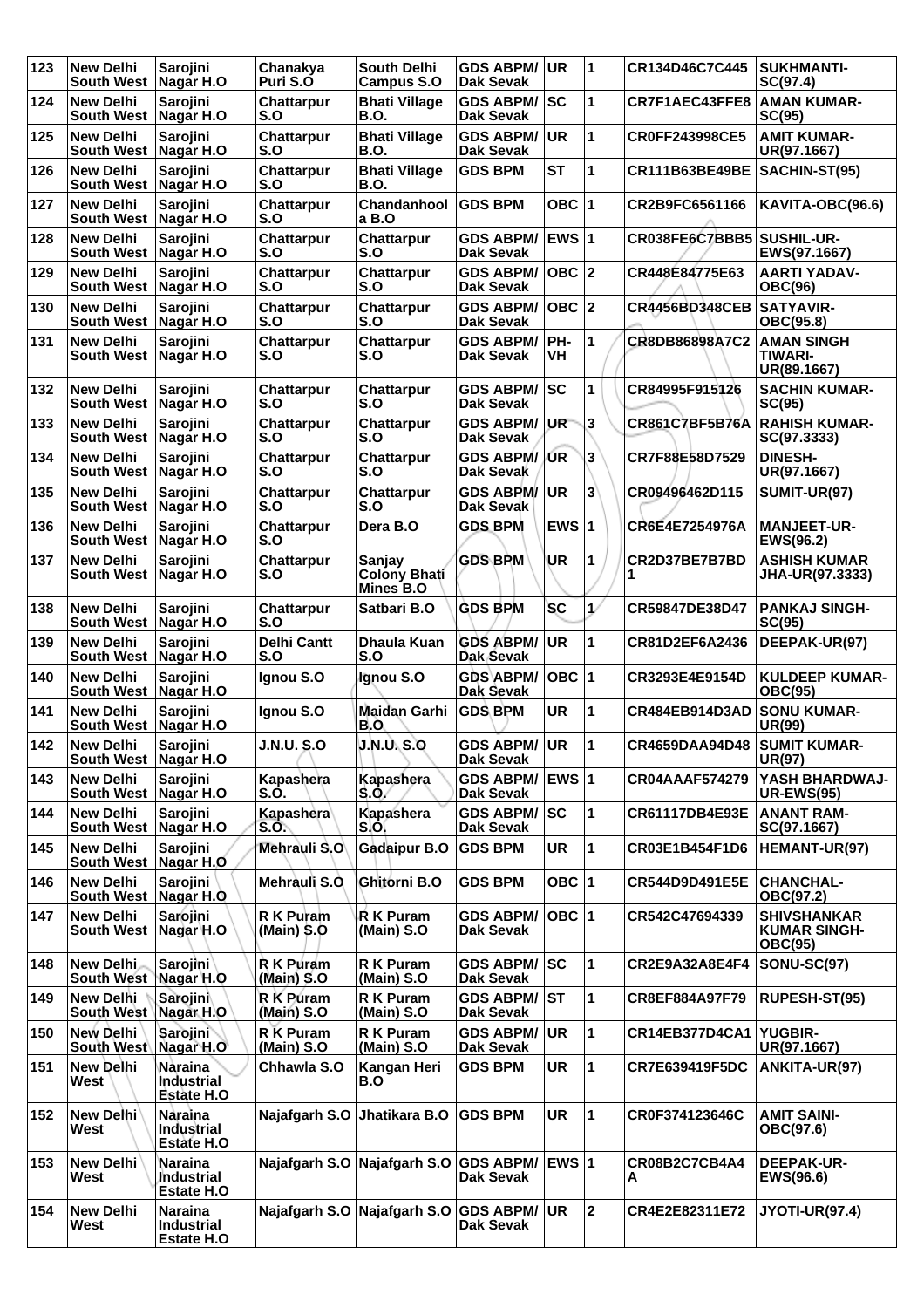| 123 | New Delhi South West | Sarojini Nagar H.O | Chanakya Puri S.O | South Delhi Campus S.O | GDS ABPM/ Dak Sevak | UR | 1 | CR134D46C7C445 | SUKHMANTI-SC(97.4) |
|---|---|---|---|---|---|---|---|---|---|
| 124 | New Delhi South West | Sarojini Nagar H.O | Chattarpur S.O | Bhati Village B.O. | GDS ABPM/ Dak Sevak | SC | 1 | CR7F1AEC43FFE8 | AMAN KUMAR-SC(95) |
| 125 | New Delhi South West | Sarojini Nagar H.O | Chattarpur S.O | Bhati Village B.O. | GDS ABPM/ Dak Sevak | UR | 1 | CR0FF243998CE5 | AMIT KUMAR-UR(97.1667) |
| 126 | New Delhi South West | Sarojini Nagar H.O | Chattarpur S.O | Bhati Village B.O. | GDS BPM | ST | 1 | CR111B63BE49BE | SACHIN-ST(95) |
| 127 | New Delhi South West | Sarojini Nagar H.O | Chattarpur S.O | Chandanhool a B.O | GDS BPM | OBC | 1 | CR2B9FC6561166 | KAVITA-OBC(96.6) |
| 128 | New Delhi South West | Sarojini Nagar H.O | Chattarpur S.O | Chattarpur S.O | GDS ABPM/ Dak Sevak | EWS | 1 | CR038FE6C7BBB5 | SUSHIL-UR-EWS(97.1667) |
| 129 | New Delhi South West | Sarojini Nagar H.O | Chattarpur S.O | Chattarpur S.O | GDS ABPM/ Dak Sevak | OBC | 2 | CR448E84775E63 | AARTI YADAV-OBC(96) |
| 130 | New Delhi South West | Sarojini Nagar H.O | Chattarpur S.O | Chattarpur S.O | GDS ABPM/ Dak Sevak | OBC | 2 | CR4456BD348CEB | SATYAVIR-OBC(95.8) |
| 131 | New Delhi South West | Sarojini Nagar H.O | Chattarpur S.O | Chattarpur S.O | GDS ABPM/ Dak Sevak | PH-VH | 1 | CR8DB86898A7C2 | AMAN SINGH TIWARI-UR(89.1667) |
| 132 | New Delhi South West | Sarojini Nagar H.O | Chattarpur S.O | Chattarpur S.O | GDS ABPM/ Dak Sevak | SC | 1 | CR84995F915126 | SACHIN KUMAR-SC(95) |
| 133 | New Delhi South West | Sarojini Nagar H.O | Chattarpur S.O | Chattarpur S.O | GDS ABPM/ Dak Sevak | UR | 3 | CR861C7BF5B76A | RAHISH KUMAR-SC(97.3333) |
| 134 | New Delhi South West | Sarojini Nagar H.O | Chattarpur S.O | Chattarpur S.O | GDS ABPM/ Dak Sevak | UR | 3 | CR7F88E58D7529 | DINESH-UR(97.1667) |
| 135 | New Delhi South West | Sarojini Nagar H.O | Chattarpur S.O | Chattarpur S.O | GDS ABPM/ Dak Sevak | UR | 3 | CR09496462D115 | SUMIT-UR(97) |
| 136 | New Delhi South West | Sarojini Nagar H.O | Chattarpur S.O | Dera B.O | GDS BPM | EWS | 1 | CR6E4E7254976A | MANJEET-UR-EWS(96.2) |
| 137 | New Delhi South West | Sarojini Nagar H.O | Chattarpur S.O | Sanjay Colony Bhati Mines B.O | GDS BPM | UR | 1 | CR2D37BE7B7BD1 | ASHISH KUMAR JHA-UR(97.3333) |
| 138 | New Delhi South West | Sarojini Nagar H.O | Chattarpur S.O | Satbari B.O | GDS BPM | SC | 1 | CR59847DE38D47 | PANKAJ SINGH-SC(95) |
| 139 | New Delhi South West | Sarojini Nagar H.O | Delhi Cantt S.O | Dhaula Kuan S.O | GDS ABPM/ Dak Sevak | UR | 1 | CR81D2EF6A2436 | DEEPAK-UR(97) |
| 140 | New Delhi South West | Sarojini Nagar H.O | Ignou S.O | Ignou S.O | GDS ABPM/ Dak Sevak | OBC | 1 | CR3293E4E9154D | KULDEEP KUMAR-OBC(95) |
| 141 | New Delhi South West | Sarojini Nagar H.O | Ignou S.O | Maidan Garhi B.O | GDS BPM | UR | 1 | CR484EB914D3AD | SONU KUMAR-UR(99) |
| 142 | New Delhi South West | Sarojini Nagar H.O | J.N.U. S.O | J.N.U. S.O | GDS ABPM/ Dak Sevak | UR | 1 | CR4659DAA94D48 | SUMIT KUMAR-UR(97) |
| 143 | New Delhi South West | Sarojini Nagar H.O | Kapashera S.O. | Kapashera S.O. | GDS ABPM/ Dak Sevak | EWS | 1 | CR04AAAF574279 | YASH BHARDWAJ-UR-EWS(95) |
| 144 | New Delhi South West | Sarojini Nagar H.O | Kapashera S.O. | Kapashera S.O. | GDS ABPM/ Dak Sevak | SC | 1 | CR61117DB4E93E | ANANT RAM-SC(97.1667) |
| 145 | New Delhi South West | Sarojini Nagar H.O | Mehrauli S.O | Gadaipur B.O | GDS BPM | UR | 1 | CR03E1B454F1D6 | HEMANT-UR(97) |
| 146 | New Delhi South West | Sarojini Nagar H.O | Mehrauli S.O | Ghitorni B.O | GDS BPM | OBC | 1 | CR544D9D491E5E | CHANCHAL-OBC(97.2) |
| 147 | New Delhi South West | Sarojini Nagar H.O | R K Puram (Main) S.O | R K Puram (Main) S.O | GDS ABPM/ Dak Sevak | OBC | 1 | CR542C47694339 | SHIVSHANKAR KUMAR SINGH-OBC(95) |
| 148 | New Delhi South West | Sarojini Nagar H.O | R K Puram (Main) S.O | R K Puram (Main) S.O | GDS ABPM/ Dak Sevak | SC | 1 | CR2E9A32A8E4F4 | SONU-SC(97) |
| 149 | New Delhi South West | Sarojini Nagar H.O | R K Puram (Main) S.O | R K Puram (Main) S.O | GDS ABPM/ Dak Sevak | ST | 1 | CR8EF884A97F79 | RUPESH-ST(95) |
| 150 | New Delhi South West | Sarojini Nagar H.O | R K Puram (Main) S.O | R K Puram (Main) S.O | GDS ABPM/ Dak Sevak | UR | 1 | CR14EB377D4CA1 | YUGBIR-UR(97.1667) |
| 151 | New Delhi West | Naraina Industrial Estate H.O | Chhawla S.O | Kangan Heri B.O | GDS BPM | UR | 1 | CR7E639419F5DC | ANKITA-UR(97) |
| 152 | New Delhi West | Naraina Industrial Estate H.O | Najafgarh S.O | Jhatikara B.O | GDS BPM | UR | 1 | CR0F374123646C | AMIT SAINI-OBC(97.6) |
| 153 | New Delhi West | Naraina Industrial Estate H.O | Najafgarh S.O | Najafgarh S.O | GDS ABPM/ Dak Sevak | EWS | 1 | CR08B2C7CB4A4A | DEEPAK-UR-EWS(96.6) |
| 154 | New Delhi West | Naraina Industrial Estate H.O | Najafgarh S.O | Najafgarh S.O | GDS ABPM/ Dak Sevak | UR | 2 | CR4E2E82311E72 | JYOTI-UR(97.4) |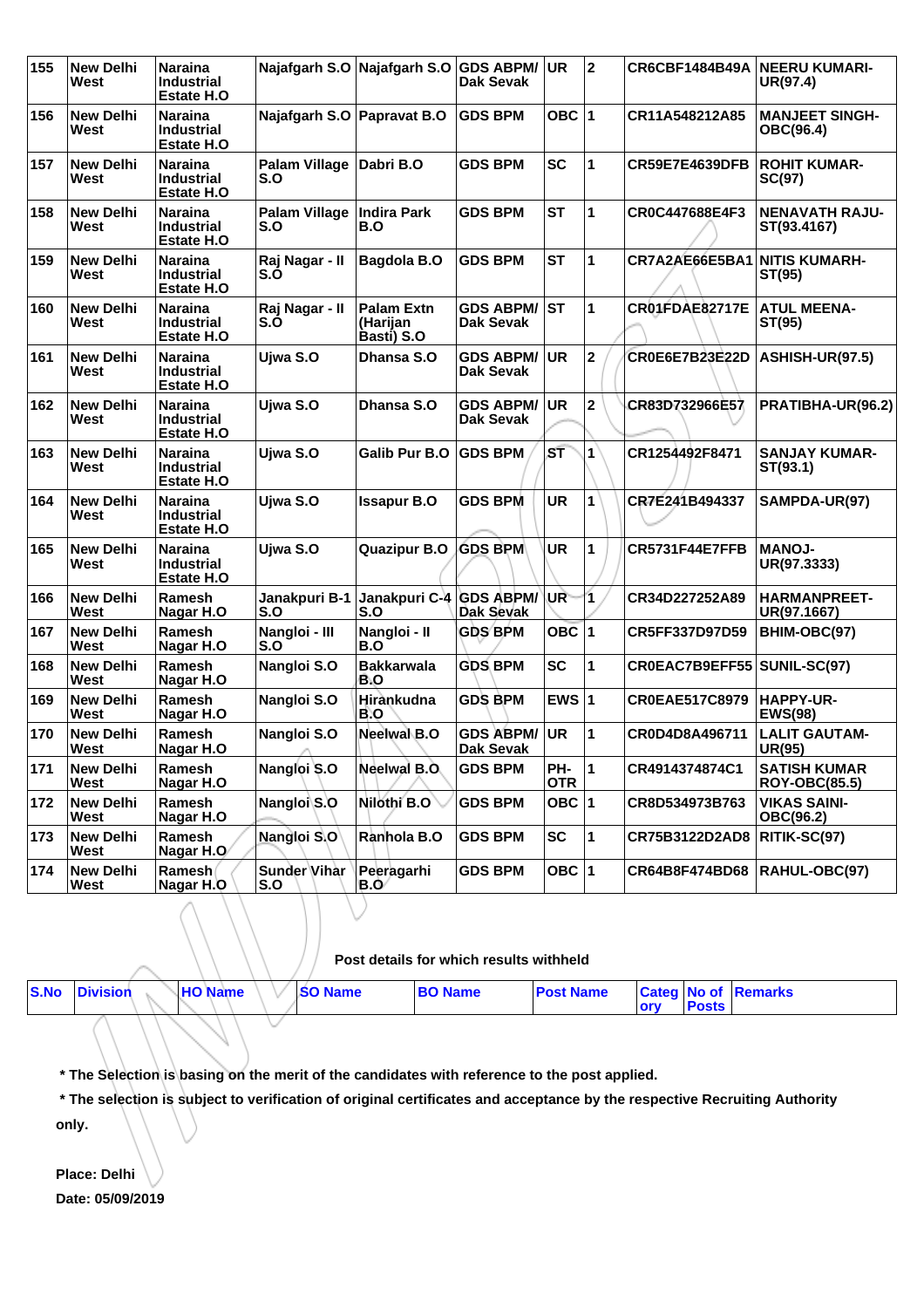| | | | | | | | | | |
|---|---|---|---|---|---|---|---|---|---|
| 155 | New Delhi West | Naraina Industrial Estate H.O | Najafgarh S.O | Najafgarh S.O | GDS ABPM/ Dak Sevak | UR | 2 | CR6CBF1484B49A | NEERU KUMARI-UR(97.4) |
| 156 | New Delhi West | Naraina Industrial Estate H.O | Najafgarh S.O | Papravat B.O | GDS BPM | OBC | 1 | CR11A548212A85 | MANJEET SINGH-OBC(96.4) |
| 157 | New Delhi West | Naraina Industrial Estate H.O | Palam Village S.O | Dabri B.O | GDS BPM | SC | 1 | CR59E7E4639DFB | ROHIT KUMAR-SC(97) |
| 158 | New Delhi West | Naraina Industrial Estate H.O | Palam Village S.O | Indira Park B.O | GDS BPM | ST | 1 | CR0C447688E4F3 | NENAVATH RAJU-ST(93.4167) |
| 159 | New Delhi West | Naraina Industrial Estate H.O | Raj Nagar - II S.O | Bagdola B.O | GDS BPM | ST | 1 | CR7A2AE66E5BA1 | NITIS KUMARH-ST(95) |
| 160 | New Delhi West | Naraina Industrial Estate H.O | Raj Nagar - II S.O | Palam Extn (Harijan Basti) S.O | GDS ABPM/ Dak Sevak | ST | 1 | CR01FDAE82717E | ATUL MEENA-ST(95) |
| 161 | New Delhi West | Naraina Industrial Estate H.O | Ujwa S.O | Dhansa S.O | GDS ABPM/ Dak Sevak | UR | 2 | CR0E6E7B23E22D | ASHISH-UR(97.5) |
| 162 | New Delhi West | Naraina Industrial Estate H.O | Ujwa S.O | Dhansa S.O | GDS ABPM/ Dak Sevak | UR | 2 | CR83D732966E57 | PRATIBHA-UR(96.2) |
| 163 | New Delhi West | Naraina Industrial Estate H.O | Ujwa S.O | Galib Pur B.O | GDS BPM | ST | 1 | CR1254492F8471 | SANJAY KUMAR-ST(93.1) |
| 164 | New Delhi West | Naraina Industrial Estate H.O | Ujwa S.O | Issapur B.O | GDS BPM | UR | 1 | CR7E241B494337 | SAMPDA-UR(97) |
| 165 | New Delhi West | Naraina Industrial Estate H.O | Ujwa S.O | Quazipur B.O | GDS BPM | UR | 1 | CR5731F44E7FFB | MANOJ-UR(97.3333) |
| 166 | New Delhi West | Ramesh Nagar H.O | Janakpuri B-1 S.O | Janakpuri C-4 S.O | GDS ABPM/ Dak Sevak | UR | 1 | CR34D227252A89 | HARMANPREET-UR(97.1667) |
| 167 | New Delhi West | Ramesh Nagar H.O | Nangloi - III S.O | Nangloi - II B.O | GDS BPM | OBC | 1 | CR5FF337D97D59 | BHIM-OBC(97) |
| 168 | New Delhi West | Ramesh Nagar H.O | Nangloi S.O | Bakkarwala B.O | GDS BPM | SC | 1 | CR0EAC7B9EFF55 | SUNIL-SC(97) |
| 169 | New Delhi West | Ramesh Nagar H.O | Nangloi S.O | Hirankudna B.O | GDS BPM | EWS | 1 | CR0EAE517C8979 | HAPPY-UR-EWS(98) |
| 170 | New Delhi West | Ramesh Nagar H.O | Nangloi S.O | Neelwal B.O | GDS ABPM/ Dak Sevak | UR | 1 | CR0D4D8A496711 | LALIT GAUTAM-UR(95) |
| 171 | New Delhi West | Ramesh Nagar H.O | Nangloi S.O | Neelwal B.O | GDS BPM | PH-OTR | 1 | CR4914374874C1 | SATISH KUMAR ROY-OBC(85.5) |
| 172 | New Delhi West | Ramesh Nagar H.O | Nangloi S.O | Nilothi B.O | GDS BPM | OBC | 1 | CR8D534973B763 | VIKAS SAINI-OBC(96.2) |
| 173 | New Delhi West | Ramesh Nagar H.O | Nangloi S.O | Ranhola B.O | GDS BPM | SC | 1 | CR75B3122D2AD8 | RITIK-SC(97) |
| 174 | New Delhi West | Ramesh Nagar H.O | Sunder Vihar S.O | Peeragarhi B.O | GDS BPM | OBC | 1 | CR64B8F474BD68 | RAHUL-OBC(97) |

**Post details for which results withheld**

| S.No | Division | HO Name | SO Name | BO Name | Post Name | Category | No of Posts | Remarks |
|---|---|---|---|---|---|---|---|---|

**\* The Selection is basing on the merit of the candidates with reference to the post applied.**

**\* The selection is subject to verification of original certificates and acceptance by the respective Recruiting Authority only.**

**Place: Delhi**

**Date: 05/09/2019**